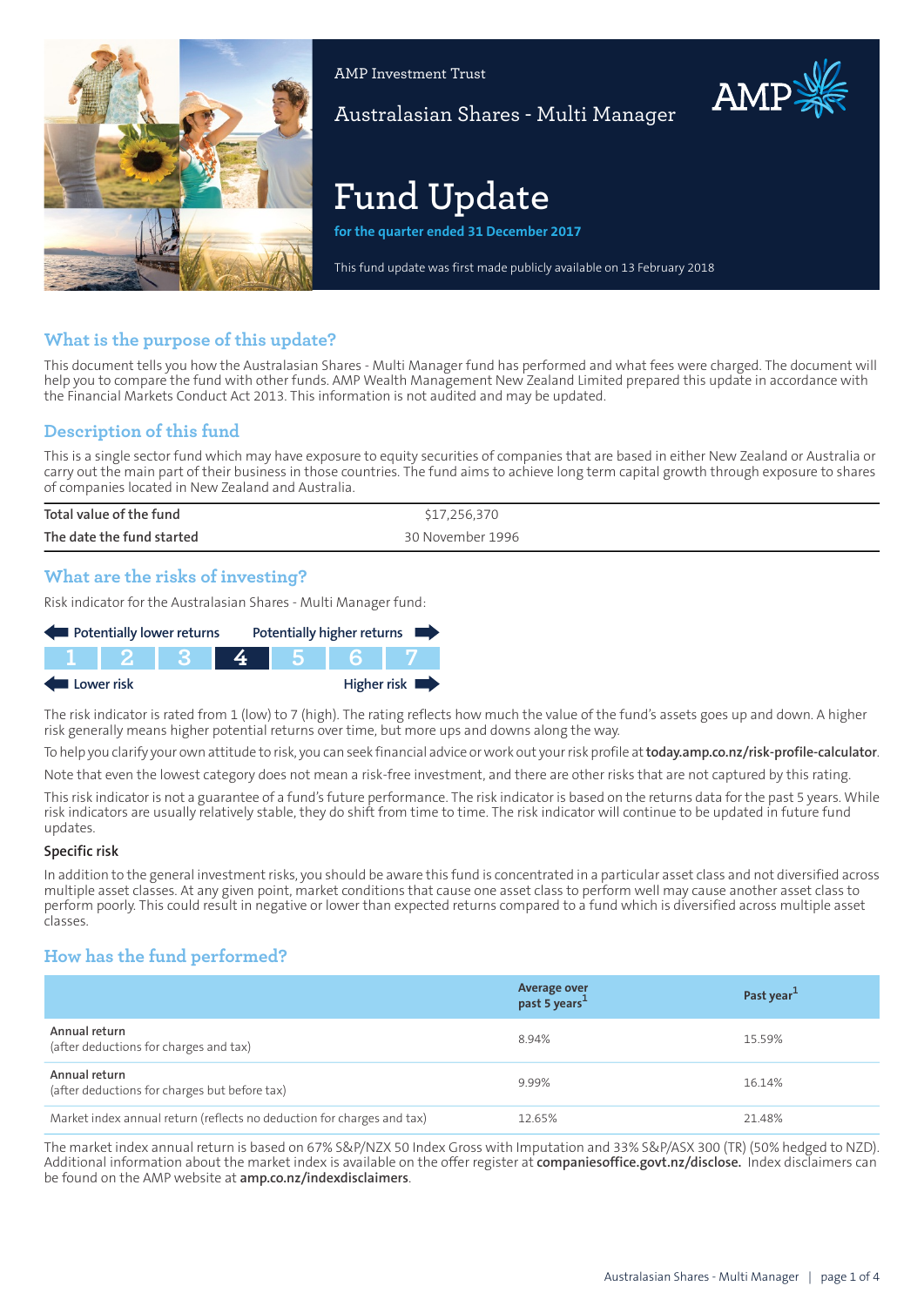AMP Investment Trust

Australasian Shares - Multi Manager

# Fund Update

**for the quarter ended 31 December 2017**

This fund update was first made publicly available on 13 February 2018

## What is the purpose of this update?

This document tells you how the Australasian Shares - Multi Manager fund has performed and what fees were charged. The document will help you to compare the fund with other funds. AMP Wealth Management New Zealand Limited prepared this update in accordance with the Financial Markets Conduct Act 2013. This information is not audited and may be updated.

## Description of this fund

This is a single sector fund which may have exposure to equity securities of companies that are based in either New Zealand or Australia or carry out the main part of their business in those countries. The fund aims to achieve long term capital growth through exposure to shares of companies located in New Zealand and Australia.

| | |
|---|---|
| Total value of the fund | $17,256,370 |
| The date the fund started | 30 November 1996 |

## What are the risks of investing?

Risk indicator for the Australasian Shares - Multi Manager fund:

Potentially lower returns ← → Potentially higher returns

| 1 | 2 | 3 | **4** | 5 | 6 | 7 |
|---|---|---|---|---|---|---|

Lower risk ← → Higher risk

The risk indicator is rated from 1 (low) to 7 (high). The rating reflects how much the value of the fund's assets goes up and down. A higher risk generally means higher potential returns over time, but more ups and downs along the way.

To help you clarify your own attitude to risk, you can seek financial advice or work out your risk profile at **today.amp.co.nz/risk-profile-calculator**.

Note that even the lowest category does not mean a risk-free investment, and there are other risks that are not captured by this rating.

This risk indicator is not a guarantee of a fund's future performance. The risk indicator is based on the returns data for the past 5 years. While risk indicators are usually relatively stable, they do shift from time to time. The risk indicator will continue to be updated in future fund updates.

### Specific risk

In addition to the general investment risks, you should be aware this fund is concentrated in a particular asset class and not diversified across multiple asset classes. At any given point, market conditions that cause one asset class to perform well may cause another asset class to perform poorly. This could result in negative or lower than expected returns compared to a fund which is diversified across multiple asset classes.

## How has the fund performed?

| | Average over past 5 years[1] | Past year[1] |
|---|---|---|
| **Annual return** (after deductions for charges and tax) | 8.94% | 15.59% |
| **Annual return** (after deductions for charges but before tax) | 9.99% | 16.14% |
| Market index annual return (reflects no deduction for charges and tax) | 12.65% | 21.48% |

The market index annual return is based on 67% S&P/NZX 50 Index Gross with Imputation and 33% S&P/ASX 300 (TR) (50% hedged to NZD). Additional information about the market index is available on the offer register at **companiesoffice.govt.nz/disclose.** Index disclaimers can be found on the AMP website at **amp.co.nz/indexdisclaimers**.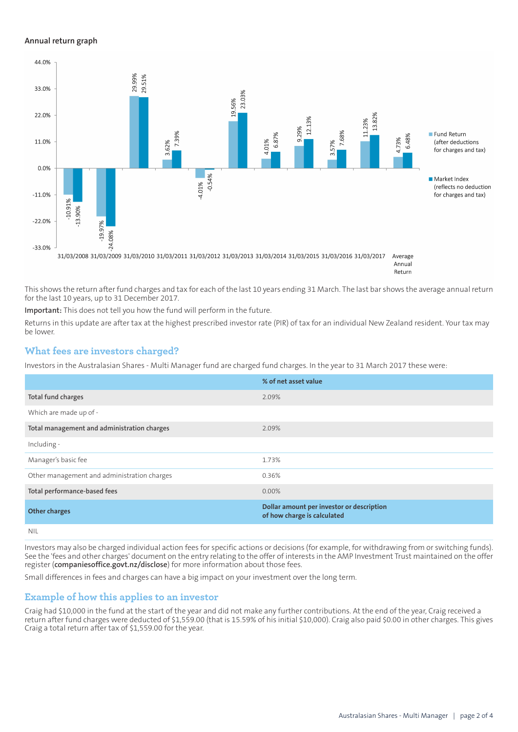### Annual return graph

| Year | Fund Return (after deductions for charges and tax) | Market Index (reflects no deduction for charges and tax) |
|---|---|---|
| 31/03/2008 | -10.91% | -13.90% |
| 31/03/2009 | -19.97% | -24.08% |
| 31/03/2010 | 29.99% | 29.51% |
| 31/03/2011 | 3.62% | 7.39% |
| 31/03/2012 | -4.01% | -0.54% |
| 31/03/2013 | 19.56% | 23.03% |
| 31/03/2014 | 4.01% | 6.87% |
| 31/03/2015 | 9.29% | 12.13% |
| 31/03/2016 | 3.57% | 7.68% |
| 31/03/2017 | 11.23% | 13.82% |
| Average Annual Return | 4.73% | 6.48% |

This shows the return after fund charges and tax for each of the last 10 years ending 31 March. The last bar shows the average annual return for the last 10 years, up to 31 December 2017.

**Important:** This does not tell you how the fund will perform in the future.

Returns in this update are after tax at the highest prescribed investor rate (PIR) of tax for an individual New Zealand resident. Your tax may be lower.

## What fees are investors charged?

Investors in the Australasian Shares - Multi Manager fund are charged fund charges. In the year to 31 March 2017 these were:

| | % of net asset value |
|---|---|
| **Total fund charges** | 2.09% |
| Which are made up of - | |
| **Total management and administration charges** | 2.09% |
| Including - | |
| Manager's basic fee | 1.73% |
| Other management and administration charges | 0.36% |
| **Total performance-based fees** | 0.00% |
| **Other charges** | **Dollar amount per investor or description of how charge is calculated** |
| NIL | |

Investors may also be charged individual action fees for specific actions or decisions (for example, for withdrawing from or switching funds). See the 'fees and other charges' document on the entry relating to the offer of interests in the AMP Investment Trust maintained on the offer register (**companiesoffice.govt.nz/disclose**) for more information about those fees.

Small differences in fees and charges can have a big impact on your investment over the long term.

## Example of how this applies to an investor

Craig had $10,000 in the fund at the start of the year and did not make any further contributions. At the end of the year, Craig received a return after fund charges were deducted of $1,559.00 (that is 15.59% of his initial $10,000). Craig also paid $0.00 in other charges. This gives Craig a total return after tax of $1,559.00 for the year.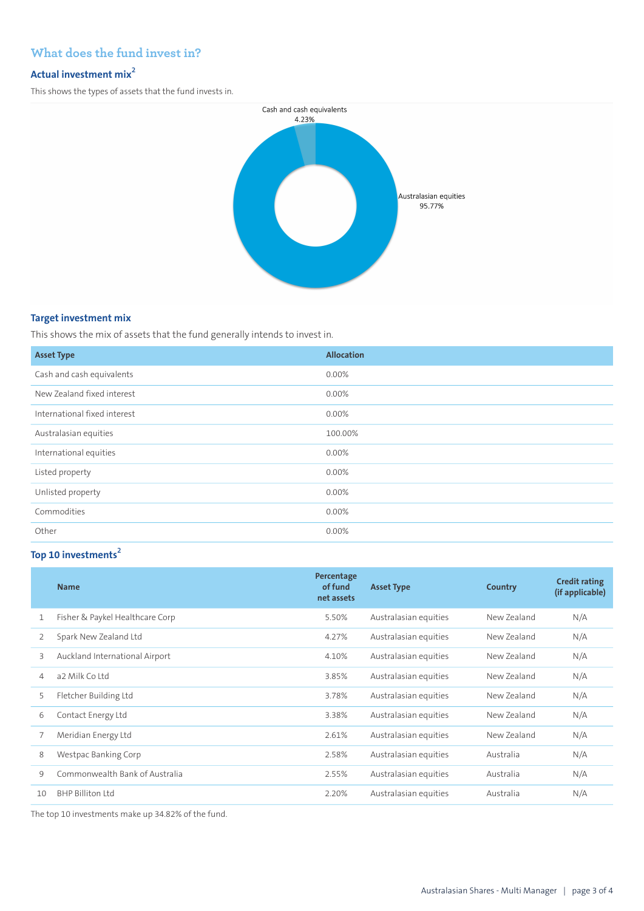## What does the fund invest in?

### Actual investment mix[2]

This shows the types of assets that the fund invests in.

Cash and cash equivalents 4.23%

Australasian equities 95.77%

### Target investment mix

This shows the mix of assets that the fund generally intends to invest in.

| Asset Type | Allocation |
|---|---|
| Cash and cash equivalents | 0.00% |
| New Zealand fixed interest | 0.00% |
| International fixed interest | 0.00% |
| Australasian equities | 100.00% |
| International equities | 0.00% |
| Listed property | 0.00% |
| Unlisted property | 0.00% |
| Commodities | 0.00% |
| Other | 0.00% |

### Top 10 investments[2]

| | Name | Percentage of fund net assets | Asset Type | Country | Credit rating (if applicable) |
|---|---|---|---|---|---|
| 1 | Fisher & Paykel Healthcare Corp | 5.50% | Australasian equities | New Zealand | N/A |
| 2 | Spark New Zealand Ltd | 4.27% | Australasian equities | New Zealand | N/A |
| 3 | Auckland International Airport | 4.10% | Australasian equities | New Zealand | N/A |
| 4 | a2 Milk Co Ltd | 3.85% | Australasian equities | New Zealand | N/A |
| 5 | Fletcher Building Ltd | 3.78% | Australasian equities | New Zealand | N/A |
| 6 | Contact Energy Ltd | 3.38% | Australasian equities | New Zealand | N/A |
| 7 | Meridian Energy Ltd | 2.61% | Australasian equities | New Zealand | N/A |
| 8 | Westpac Banking Corp | 2.58% | Australasian equities | Australia | N/A |
| 9 | Commonwealth Bank of Australia | 2.55% | Australasian equities | Australia | N/A |
| 10 | BHP Billiton Ltd | 2.20% | Australasian equities | Australia | N/A |

The top 10 investments make up 34.82% of the fund.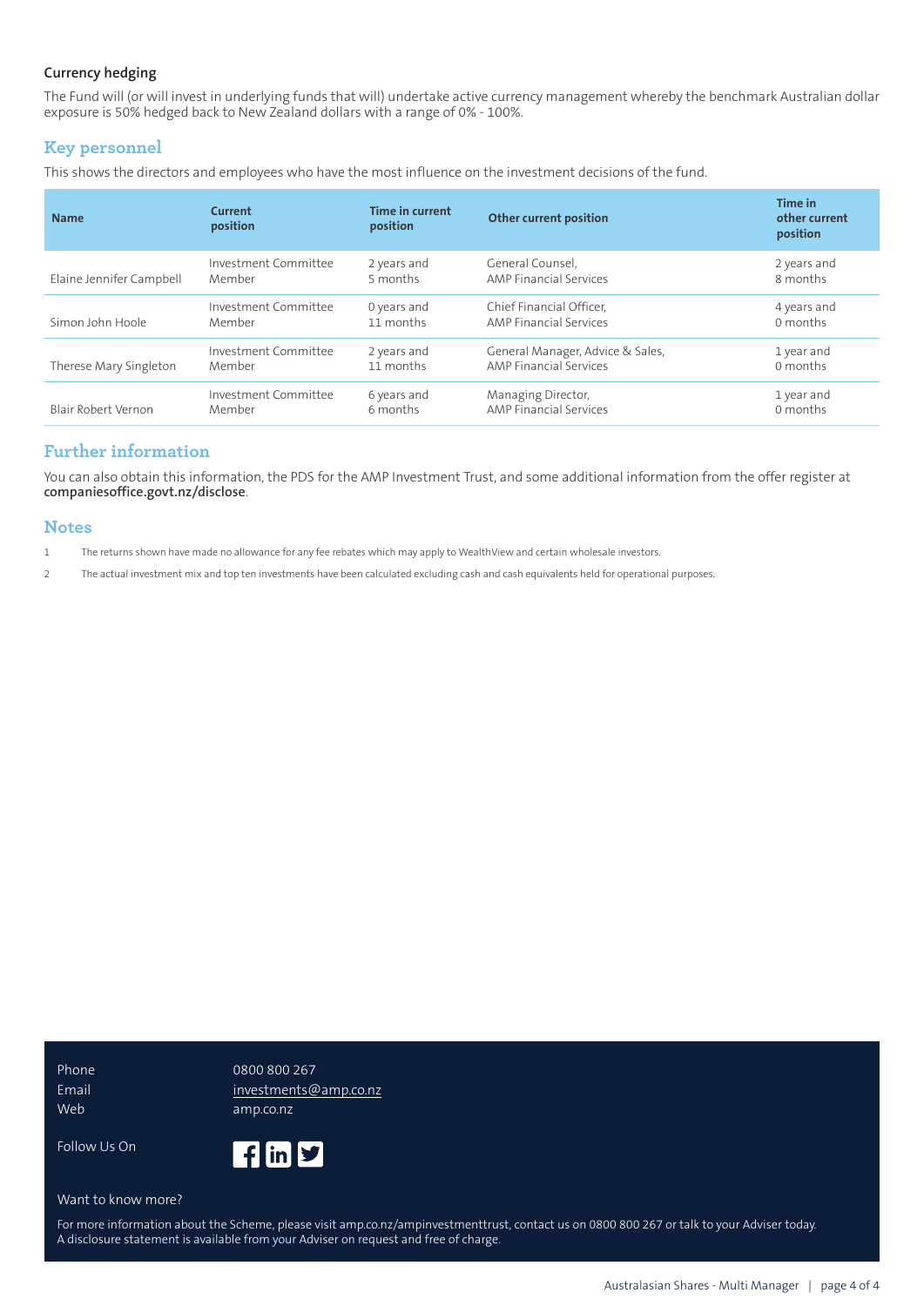### Currency hedging

The Fund will (or will invest in underlying funds that will) undertake active currency management whereby the benchmark Australian dollar exposure is 50% hedged back to New Zealand dollars with a range of 0% - 100%.

## Key personnel

This shows the directors and employees who have the most influence on the investment decisions of the fund.

| Name | Current position | Time in current position | Other current position | Time in other current position |
|---|---|---|---|---|
| Elaine Jennifer Campbell | Investment Committee Member | 2 years and 5 months | General Counsel, AMP Financial Services | 2 years and 8 months |
| Simon John Hoole | Investment Committee Member | 0 years and 11 months | Chief Financial Officer, AMP Financial Services | 4 years and 0 months |
| Therese Mary Singleton | Investment Committee Member | 2 years and 11 months | General Manager, Advice & Sales, AMP Financial Services | 1 year and 0 months |
| Blair Robert Vernon | Investment Committee Member | 6 years and 6 months | Managing Director, AMP Financial Services | 1 year and 0 months |

## Further information

You can also obtain this information, the PDS for the AMP Investment Trust, and some additional information from the offer register at **companiesoffice.govt.nz/disclose**.

## Notes

1 The returns shown have made no allowance for any fee rebates which may apply to WealthView and certain wholesale investors.

2 The actual investment mix and top ten investments have been calculated excluding cash and cash equivalents held for operational purposes.

Phone 0800 800 267
Email investments@amp.co.nz
Web amp.co.nz

Follow Us On

Want to know more?

For more information about the Scheme, please visit amp.co.nz/ampinvestmenttrust, contact us on 0800 800 267 or talk to your Adviser today. A disclosure statement is available from your Adviser on request and free of charge.